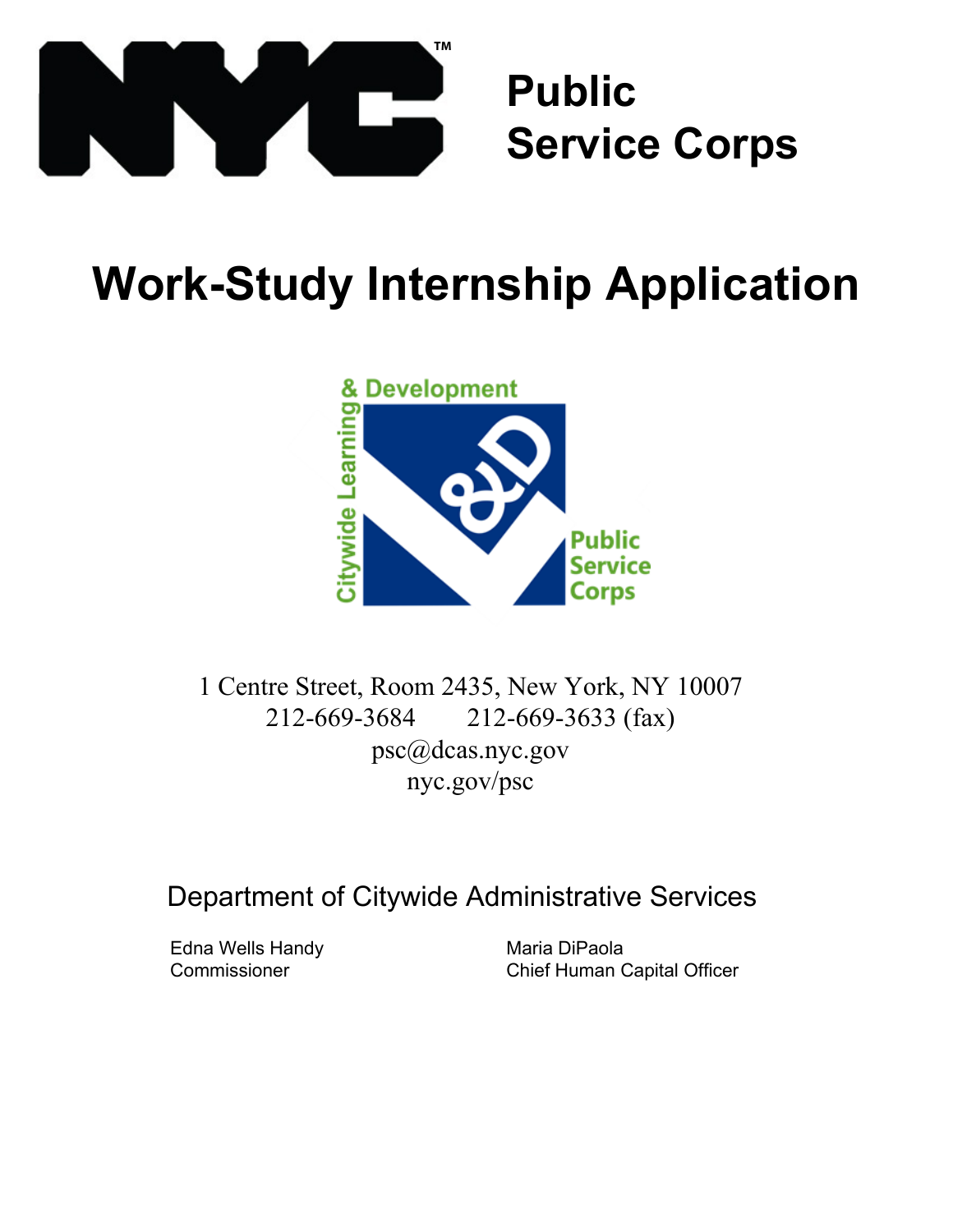# Public Service Corps

# Work-Study Internship Application

Citywide Learning & Development

Public Service Corps

1 Centre Street, Room 2435, New York, NY 10007
212-669-3684 212-669-3633 (fax)
psc@dcas.nyc.gov
nyc.gov/psc

Department of Citywide Administrative Services

Edna Wells Handy
Commissioner

Maria DiPaola
Chief Human Capital Officer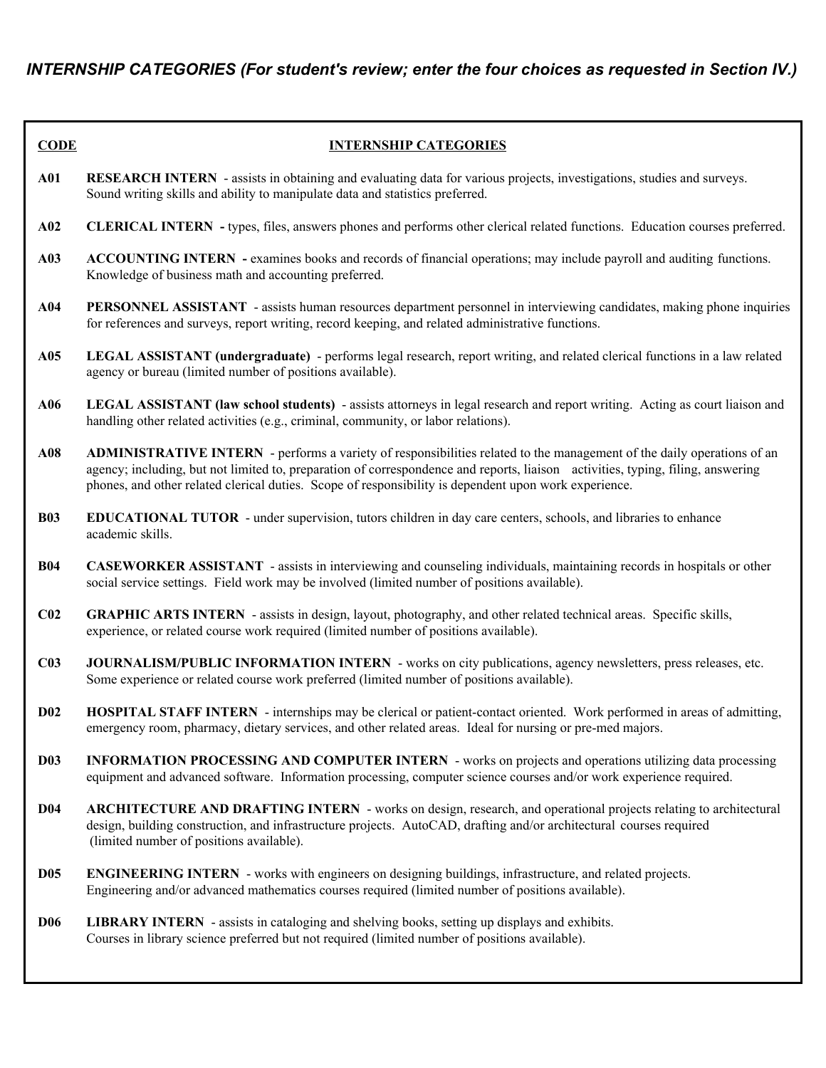***INTERNSHIP CATEGORIES (For student's review; enter the four choices as requested in Section IV.)***

| CODE | INTERNSHIP CATEGORIES |
| --- | --- |
| **A01** | **RESEARCH INTERN** - assists in obtaining and evaluating data for various projects, investigations, studies and surveys. Sound writing skills and ability to manipulate data and statistics preferred. |
| **A02** | **CLERICAL INTERN -** types, files, answers phones and performs other clerical related functions. Education courses preferred. |
| **A03** | **ACCOUNTING INTERN -** examines books and records of financial operations; may include payroll and auditing functions. Knowledge of business math and accounting preferred. |
| **A04** | **PERSONNEL ASSISTANT** - assists human resources department personnel in interviewing candidates, making phone inquiries for references and surveys, report writing, record keeping, and related administrative functions. |
| **A05** | **LEGAL ASSISTANT (undergraduate)** - performs legal research, report writing, and related clerical functions in a law related agency or bureau (limited number of positions available). |
| **A06** | **LEGAL ASSISTANT (law school students)** - assists attorneys in legal research and report writing. Acting as court liaison and handling other related activities (e.g., criminal, community, or labor relations). |
| **A08** | **ADMINISTRATIVE INTERN** - performs a variety of responsibilities related to the management of the daily operations of an agency; including, but not limited to, preparation of correspondence and reports, liaison activities, typing, filing, answering phones, and other related clerical duties. Scope of responsibility is dependent upon work experience. |
| **B03** | **EDUCATIONAL TUTOR** - under supervision, tutors children in day care centers, schools, and libraries to enhance academic skills. |
| **B04** | **CASEWORKER ASSISTANT** - assists in interviewing and counseling individuals, maintaining records in hospitals or other social service settings. Field work may be involved (limited number of positions available). |
| **C02** | **GRAPHIC ARTS INTERN** - assists in design, layout, photography, and other related technical areas. Specific skills, experience, or related course work required (limited number of positions available). |
| **C03** | **JOURNALISM/PUBLIC INFORMATION INTERN** - works on city publications, agency newsletters, press releases, etc. Some experience or related course work preferred (limited number of positions available). |
| **D02** | **HOSPITAL STAFF INTERN** - internships may be clerical or patient-contact oriented. Work performed in areas of admitting, emergency room, pharmacy, dietary services, and other related areas. Ideal for nursing or pre-med majors. |
| **D03** | **INFORMATION PROCESSING AND COMPUTER INTERN** - works on projects and operations utilizing data processing equipment and advanced software. Information processing, computer science courses and/or work experience required. |
| **D04** | **ARCHITECTURE AND DRAFTING INTERN** - works on design, research, and operational projects relating to architectural design, building construction, and infrastructure projects. AutoCAD, drafting and/or architectural courses required (limited number of positions available). |
| **D05** | **ENGINEERING INTERN** - works with engineers on designing buildings, infrastructure, and related projects. Engineering and/or advanced mathematics courses required (limited number of positions available). |
| **D06** | **LIBRARY INTERN** - assists in cataloging and shelving books, setting up displays and exhibits. Courses in library science preferred but not required (limited number of positions available). |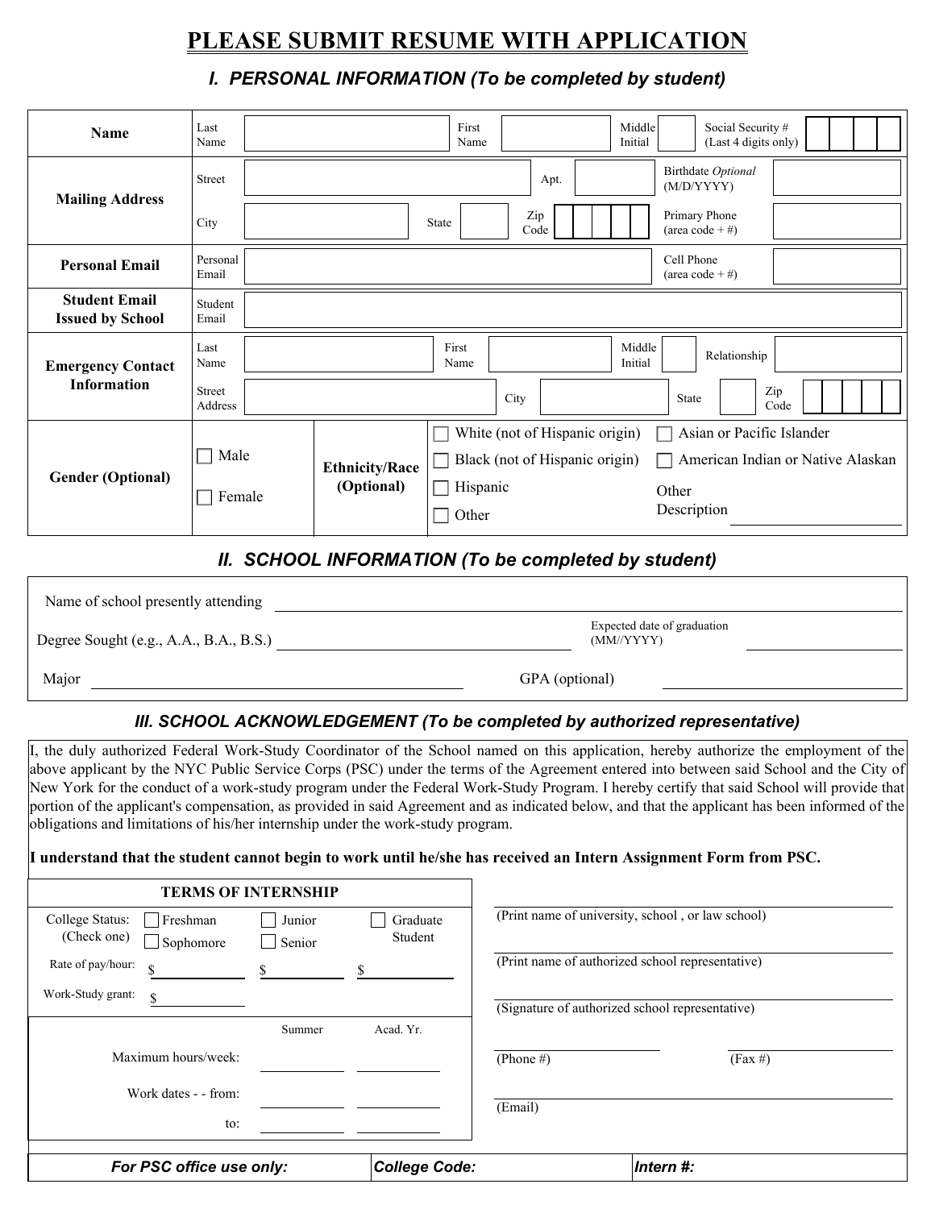# PLEASE SUBMIT RESUME WITH APPLICATION

## I. PERSONAL INFORMATION (To be completed by student)

| | | | | |
|---|---|---|---|---|
| **Name** | Last Name | First Name | Middle Initial | Social Security # (Last 4 digits only) |
| **Mailing Address** | Street | Apt. | | Birthdate *Optional* (M/D/YYYY) |
| | City | State | Zip Code | Primary Phone (area code + #) |
| **Personal Email** | Personal Email | | | Cell Phone (area code + #) |
| **Student Email Issued by School** | Student Email | | | |
| **Emergency Contact Information** | Last Name | First Name | Middle Initial | Relationship |
| | Street Address | City | State | Zip Code |

| | | | | |
|---|---|---|---|---|
| **Gender (Optional)** | ☐ Male<br>☐ Female | **Ethnicity/Race (Optional)** | ☐ White (not of Hispanic origin)<br>☐ Black (not of Hispanic origin)<br>☐ Hispanic<br>☐ Other | ☐ Asian or Pacific Islander<br>☐ American Indian or Native Alaskan<br>Other Description ________ |

## II. SCHOOL INFORMATION (To be completed by student)

Name of school presently attending ____________________

Degree Sought (e.g., A.A., B.A., B.S.) ____________________ Expected date of graduation (MM//YYYY) ____________

Major ____________________ GPA (optional) ____________

## III. SCHOOL ACKNOWLEDGEMENT (To be completed by authorized representative)

I, the duly authorized Federal Work-Study Coordinator of the School named on this application, hereby authorize the employment of the above applicant by the NYC Public Service Corps (PSC) under the terms of the Agreement entered into between said School and the City of New York for the conduct of a work-study program under the Federal Work-Study Program. I hereby certify that said School will provide that portion of the applicant's compensation, as provided in said Agreement and as indicated below, and that the applicant has been informed of the obligations and limitations of his/her internship under the work-study program.

**I understand that the student cannot begin to work until he/she has received an Intern Assignment Form from PSC.**

| TERMS OF INTERNSHIP | | | |
|---|---|---|---|
| College Status: (Check one) | ☐ Freshman<br>☐ Sophomore | ☐ Junior<br>☐ Senior | ☐ Graduate Student |
| Rate of pay/hour: | $ ______ | $ ______ | $ ______ |
| Work-Study grant: | $ ______ | | |
| | | Summer | Acad. Yr. |
| Maximum hours/week: | | ______ | ______ |
| Work dates - - from: | | ______ | ______ |
| to: | | ______ | ______ |

____________________
(Print name of university, school , or law school)

____________________
(Print name of authorized school representative)

____________________
(Signature of authorized school representative)

____________ ____________
(Phone #) (Fax #)

____________________
(Email)

| *For PSC office use only:* | *College Code:* | *Intern #:* |
|---|---|---|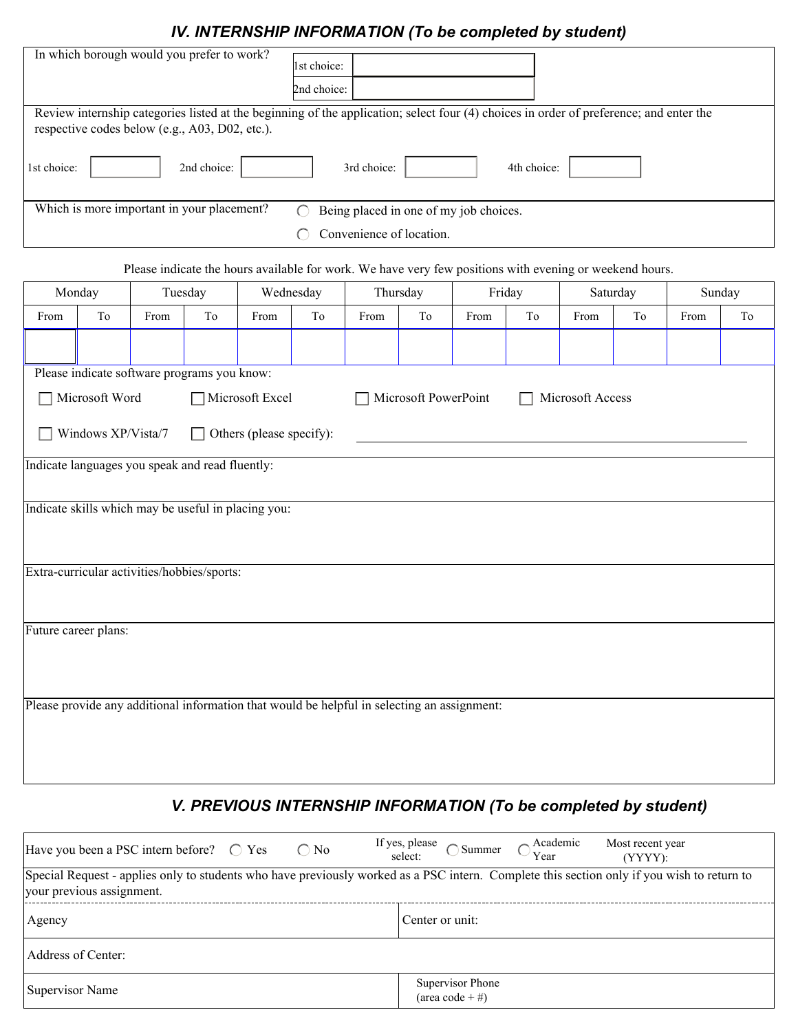## *IV. INTERNSHIP INFORMATION (To be completed by student)*

In which borough would you prefer to work?

1st choice:

2nd choice:

Review internship categories listed at the beginning of the application; select four (4) choices in order of preference; and enter the respective codes below (e.g., A03, D02, etc.).

1st choice: 2nd choice: 3rd choice: 4th choice:

Which is more important in your placement?

- ◯ Being placed in one of my job choices.
- ◯ Convenience of location.

Please indicate the hours available for work. We have very few positions with evening or weekend hours.

| Monday | | Tuesday | | Wednesday | | Thursday | | Friday | | Saturday | | Sunday | |
|---|---|---|---|---|---|---|---|---|---|---|---|---|---|
| From | To | From | To | From | To | From | To | From | To | From | To | From | To |
| | | | | | | | | | | | | | |

Please indicate software programs you know:

- ☐ Microsoft Word
- ☐ Microsoft Excel
- ☐ Microsoft PowerPoint
- ☐ Microsoft Access
- ☐ Windows XP/Vista/7
- ☐ Others (please specify):

Indicate languages you speak and read fluently:

Indicate skills which may be useful in placing you:

Extra-curricular activities/hobbies/sports:

Future career plans:

Please provide any additional information that would be helpful in selecting an assignment:

## *V. PREVIOUS INTERNSHIP INFORMATION (To be completed by student)*

Have you been a PSC intern before? ◯ Yes ◯ No  If yes, please select: ◯ Summer ◯ Academic Year  Most recent year (YYYY):

Special Request - applies only to students who have previously worked as a PSC intern. Complete this section only if you wish to return to your previous assignment.

| Agency | Center or unit: |
|---|---|
| Address of Center: | |
| Supervisor Name | Supervisor Phone (area code + #) |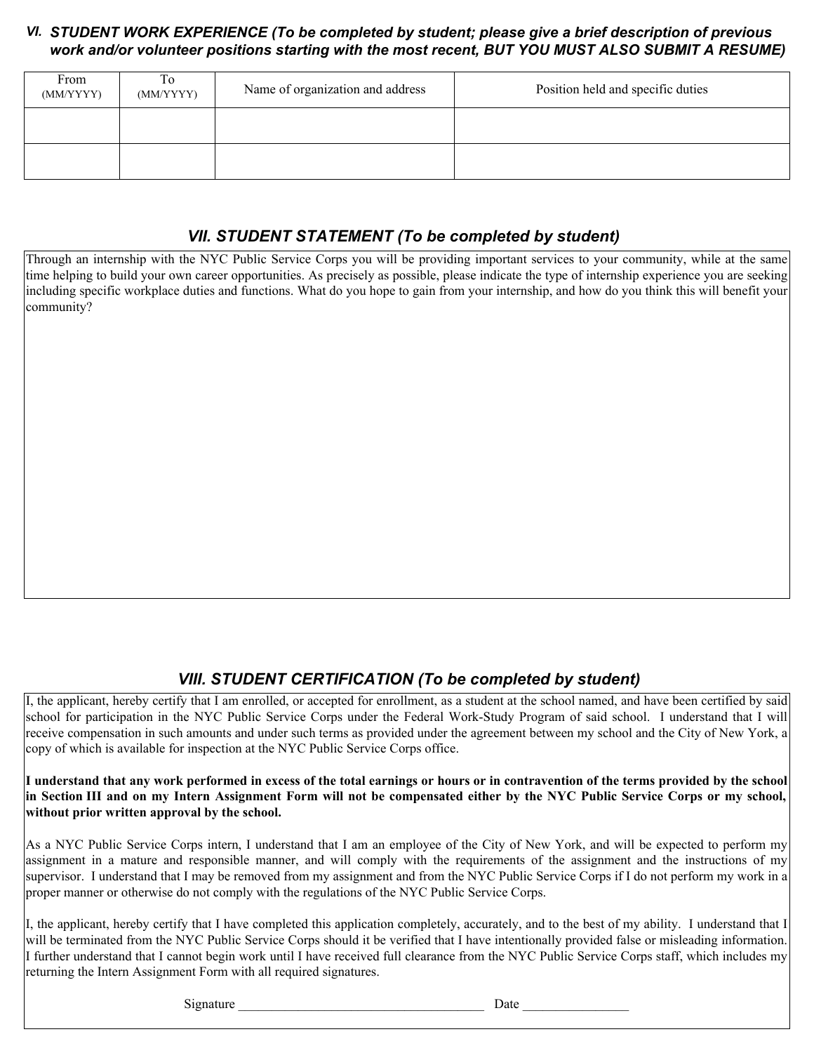### VI. *STUDENT WORK EXPERIENCE (To be completed by student; please give a brief description of previous work and/or volunteer positions starting with the most recent, BUT YOU MUST ALSO SUBMIT A RESUME)*

| From (MM/YYYY) | To (MM/YYYY) | Name of organization and address | Position held and specific duties |
|---|---|---|---|
| | | | |
| | | | |

### *VII. STUDENT STATEMENT (To be completed by student)*

Through an internship with the NYC Public Service Corps you will be providing important services to your community, while at the same time helping to build your own career opportunities. As precisely as possible, please indicate the type of internship experience you are seeking including specific workplace duties and functions. What do you hope to gain from your internship, and how do you think this will benefit your community?

### *VIII. STUDENT CERTIFICATION (To be completed by student)*

I, the applicant, hereby certify that I am enrolled, or accepted for enrollment, as a student at the school named, and have been certified by said school for participation in the NYC Public Service Corps under the Federal Work-Study Program of said school. I understand that I will receive compensation in such amounts and under such terms as provided under the agreement between my school and the City of New York, a copy of which is available for inspection at the NYC Public Service Corps office.

**I understand that any work performed in excess of the total earnings or hours or in contravention of the terms provided by the school in Section III and on my Intern Assignment Form will not be compensated either by the NYC Public Service Corps or my school, without prior written approval by the school.**

As a NYC Public Service Corps intern, I understand that I am an employee of the City of New York, and will be expected to perform my assignment in a mature and responsible manner, and will comply with the requirements of the assignment and the instructions of my supervisor. I understand that I may be removed from my assignment and from the NYC Public Service Corps if I do not perform my work in a proper manner or otherwise do not comply with the regulations of the NYC Public Service Corps.

I, the applicant, hereby certify that I have completed this application completely, accurately, and to the best of my ability. I understand that I will be terminated from the NYC Public Service Corps should it be verified that I have intentionally provided false or misleading information. I further understand that I cannot begin work until I have received full clearance from the NYC Public Service Corps staff, which includes my returning the Intern Assignment Form with all required signatures.

Signature ______________________________________ Date ________________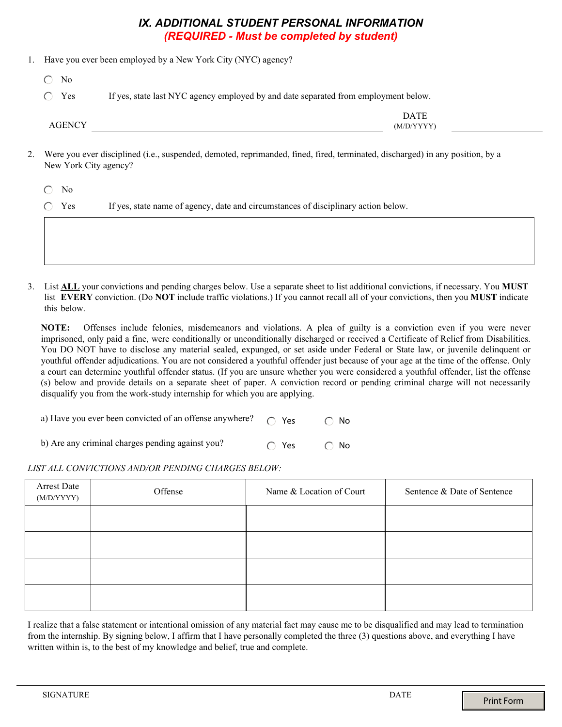## *IX. ADDITIONAL STUDENT PERSONAL INFORMATION*

***(REQUIRED - Must be completed by student)***

1. Have you ever been employed by a New York City (NYC) agency?

   ◯ No

   ◯ Yes &nbsp;&nbsp;&nbsp;&nbsp; If yes, state last NYC agency employed by and date separated from employment below.

   AGENCY ______________________________ DATE (M/D/YYYY) ______________

2. Were you ever disciplined (i.e., suspended, demoted, reprimanded, fined, fired, terminated, discharged) in any position, by a New York City agency?

   ◯ No

   ◯ Yes &nbsp;&nbsp;&nbsp;&nbsp; If yes, state name of agency, date and circumstances of disciplinary action below.

3. List **ALL** your convictions and pending charges below. Use a separate sheet to list additional convictions, if necessary. You **MUST** list **EVERY** conviction. (Do **NOT** include traffic violations.) If you cannot recall all of your convictions, then you **MUST** indicate this below.

**NOTE:** Offenses include felonies, misdemeanors and violations. A plea of guilty is a conviction even if you were never imprisoned, only paid a fine, were conditionally or unconditionally discharged or received a Certificate of Relief from Disabilities. You DO NOT have to disclose any material sealed, expunged, or set aside under Federal or State law, or juvenile delinquent or youthful offender adjudications. You are not considered a youthful offender just because of your age at the time of the offense. Only a court can determine youthful offender status. (If you are unsure whether you were considered a youthful offender, list the offense (s) below and provide details on a separate sheet of paper. A conviction record or pending criminal charge will not necessarily disqualify you from the work-study internship for which you are applying.

a) Have you ever been convicted of an offense anywhere? ◯ Yes ◯ No

b) Are any criminal charges pending against you? ◯ Yes ◯ No

*LIST ALL CONVICTIONS AND/OR PENDING CHARGES BELOW:*

| Arrest Date (M/D/YYYY) | Offense | Name & Location of Court | Sentence & Date of Sentence |
|---|---|---|---|
| | | | |
| | | | |
| | | | |
| | | | |

I realize that a false statement or intentional omission of any material fact may cause me to be disqualified and may lead to termination from the internship. By signing below, I affirm that I have personally completed the three (3) questions above, and everything I have written within is, to the best of my knowledge and belief, true and complete.

SIGNATURE ______________________________ DATE ______________

Print Form